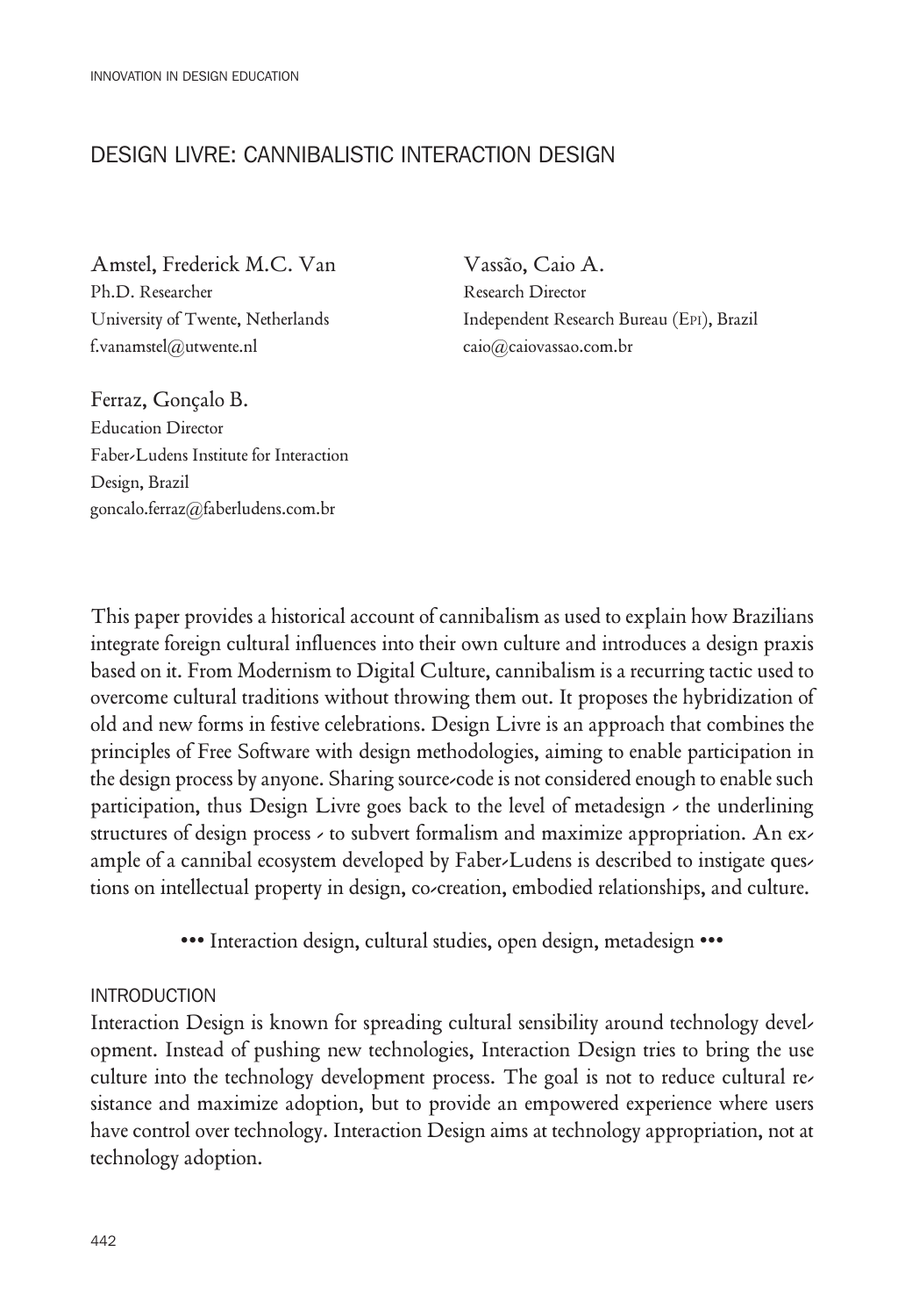# DESIGN LIVRE: CANNIBALISTIC INTERACTION DESIGN

Amstel, Frederick M.C. Van
Ph.D. Researcher
University of Twente, Netherlands
f.vanamstel@utwente.nl

Vassão, Caio A.
Research Director
Independent Research Bureau (EPI), Brazil
caio@caiovassao.com.br

Ferraz, Gonçalo B.
Education Director
Faber-Ludens Institute for Interaction Design, Brazil
goncalo.ferraz@faberludens.com.br

This paper provides a historical account of cannibalism as used to explain how Brazilians integrate foreign cultural influences into their own culture and introduces a design praxis based on it. From Modernism to Digital Culture, cannibalism is a recurring tactic used to overcome cultural traditions without throwing them out. It proposes the hybridization of old and new forms in festive celebrations. Design Livre is an approach that combines the principles of Free Software with design methodologies, aiming to enable participation in the design process by anyone. Sharing source-code is not considered enough to enable such participation, thus Design Livre goes back to the level of metadesign - the underlining structures of design process - to subvert formalism and maximize appropriation. An example of a cannibal ecosystem developed by Faber-Ludens is described to instigate questions on intellectual property in design, co-creation, embodied relationships, and culture.

••• Interaction design, cultural studies, open design, metadesign •••

## INTRODUCTION

Interaction Design is known for spreading cultural sensibility around technology development. Instead of pushing new technologies, Interaction Design tries to bring the use culture into the technology development process. The goal is not to reduce cultural resistance and maximize adoption, but to provide an empowered experience where users have control over technology. Interaction Design aims at technology appropriation, not at technology adoption.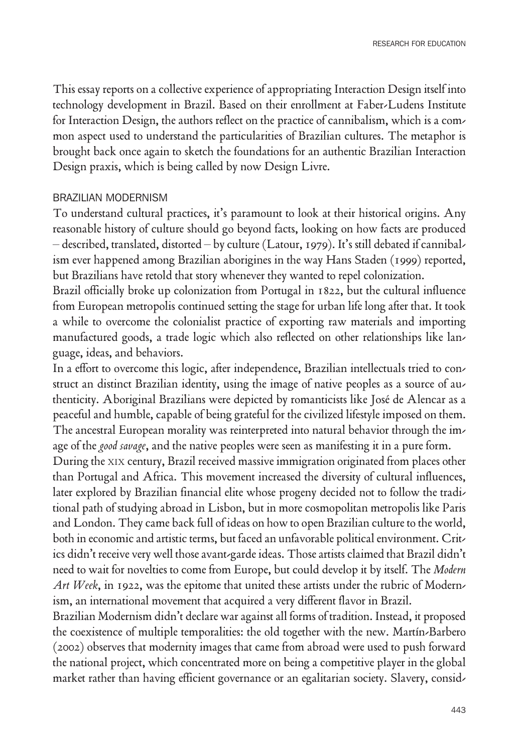This essay reports on a collective experience of appropriating Interaction Design itself into technology development in Brazil. Based on their enrollment at Faber-Ludens Institute for Interaction Design, the authors reflect on the practice of cannibalism, which is a common aspect used to understand the particularities of Brazilian cultures. The metaphor is brought back once again to sketch the foundations for an authentic Brazilian Interaction Design praxis, which is being called by now Design Livre.

## BRAZILIAN MODERNISM

To understand cultural practices, it's paramount to look at their historical origins. Any reasonable history of culture should go beyond facts, looking on how facts are produced – described, translated, distorted – by culture (Latour, 1979). It's still debated if cannibalism ever happened among Brazilian aborigines in the way Hans Staden (1999) reported, but Brazilians have retold that story whenever they wanted to repel colonization.

Brazil officially broke up colonization from Portugal in 1822, but the cultural influence from European metropolis continued setting the stage for urban life long after that. It took a while to overcome the colonialist practice of exporting raw materials and importing manufactured goods, a trade logic which also reflected on other relationships like language, ideas, and behaviors.

In a effort to overcome this logic, after independence, Brazilian intellectuals tried to construct an distinct Brazilian identity, using the image of native peoples as a source of authenticity. Aboriginal Brazilians were depicted by romanticists like José de Alencar as a peaceful and humble, capable of being grateful for the civilized lifestyle imposed on them. The ancestral European morality was reinterpreted into natural behavior through the image of the *good savage*, and the native peoples were seen as manifesting it in a pure form.

During the XIX century, Brazil received massive immigration originated from places other than Portugal and Africa. This movement increased the diversity of cultural influences, later explored by Brazilian financial elite whose progeny decided not to follow the traditional path of studying abroad in Lisbon, but in more cosmopolitan metropolis like Paris and London. They came back full of ideas on how to open Brazilian culture to the world, both in economic and artistic terms, but faced an unfavorable political environment. Critics didn't receive very well those avant-garde ideas. Those artists claimed that Brazil didn't need to wait for novelties to come from Europe, but could develop it by itself. The *Modern Art Week*, in 1922, was the epitome that united these artists under the rubric of Modernism, an international movement that acquired a very different flavor in Brazil.

Brazilian Modernism didn't declare war against all forms of tradition. Instead, it proposed the coexistence of multiple temporalities: the old together with the new. Martín-Barbero (2002) observes that modernity images that came from abroad were used to push forward the national project, which concentrated more on being a competitive player in the global market rather than having efficient governance or an egalitarian society. Slavery, consid-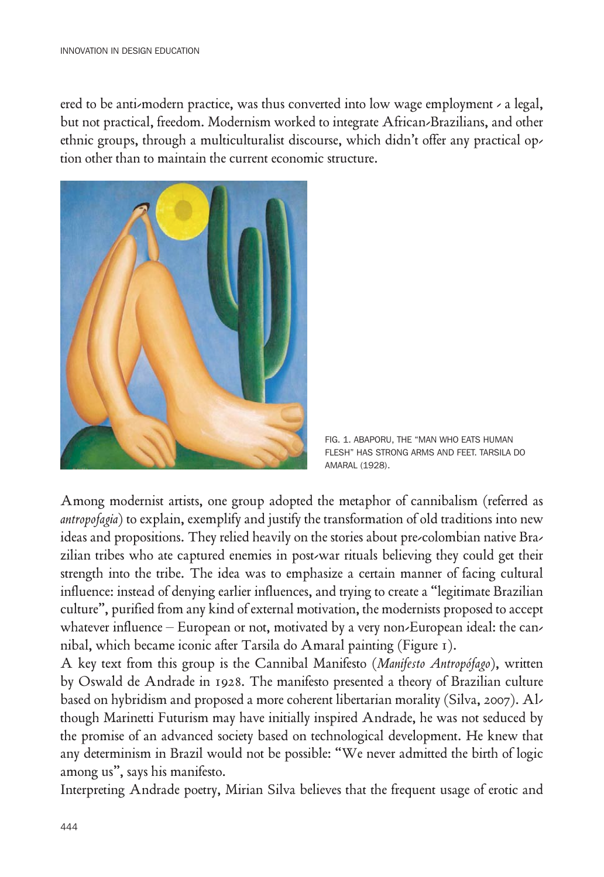ered to be anti-modern practice, was thus converted into low wage employment - a legal, but not practical, freedom. Modernism worked to integrate African-Brazilians, and other ethnic groups, through a multiculturalist discourse, which didn't offer any practical option other than to maintain the current economic structure.

FIG. 1. ABAPORU, THE "MAN WHO EATS HUMAN FLESH" HAS STRONG ARMS AND FEET. TARSILA DO AMARAL (1928).

Among modernist artists, one group adopted the metaphor of cannibalism (referred as *antropofagia*) to explain, exemplify and justify the transformation of old traditions into new ideas and propositions. They relied heavily on the stories about pre-colombian native Brazilian tribes who ate captured enemies in post-war rituals believing they could get their strength into the tribe. The idea was to emphasize a certain manner of facing cultural influence: instead of denying earlier influences, and trying to create a "legitimate Brazilian culture", purified from any kind of external motivation, the modernists proposed to accept whatever influence – European or not, motivated by a very non-European ideal: the cannibal, which became iconic after Tarsila do Amaral painting (Figure 1).

A key text from this group is the Cannibal Manifesto (*Manifesto Antropófago*), written by Oswald de Andrade in 1928. The manifesto presented a theory of Brazilian culture based on hybridism and proposed a more coherent libertarian morality (Silva, 2007). Although Marinetti Futurism may have initially inspired Andrade, he was not seduced by the promise of an advanced society based on technological development. He knew that any determinism in Brazil would not be possible: "We never admitted the birth of logic among us", says his manifesto.

Interpreting Andrade poetry, Mirian Silva believes that the frequent usage of erotic and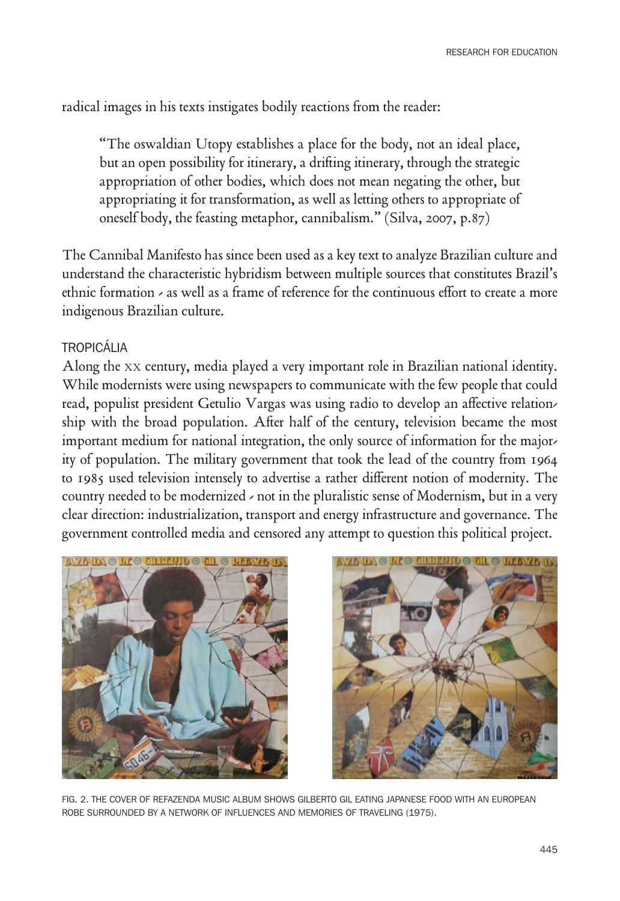radical images in his texts instigates bodily reactions from the reader:

> "The oswaldian Utopy establishes a place for the body, not an ideal place, but an open possibility for itinerary, a drifting itinerary, through the strategic appropriation of other bodies, which does not mean negating the other, but appropriating it for transformation, as well as letting others to appropriate of oneself body, the feasting metaphor, cannibalism." (Silva, 2007, p.87)

The Cannibal Manifesto has since been used as a key text to analyze Brazilian culture and understand the characteristic hybridism between multiple sources that constitutes Brazil's ethnic formation - as well as a frame of reference for the continuous effort to create a more indigenous Brazilian culture.

## TROPICÁLIA

Along the XX century, media played a very important role in Brazilian national identity. While modernists were using newspapers to communicate with the few people that could read, populist president Getulio Vargas was using radio to develop an affective relationship with the broad population. After half of the century, television became the most important medium for national integration, the only source of information for the majority of population. The military government that took the lead of the country from 1964 to 1985 used television intensely to advertise a rather different notion of modernity. The country needed to be modernized - not in the pluralistic sense of Modernism, but in a very clear direction: industrialization, transport and energy infrastructure and governance. The government controlled media and censored any attempt to question this political project.

FIG. 2. THE COVER OF REFAZENDA MUSIC ALBUM SHOWS GILBERTO GIL EATING JAPANESE FOOD WITH AN EUROPEAN ROBE SURROUNDED BY A NETWORK OF INFLUENCES AND MEMORIES OF TRAVELING (1975).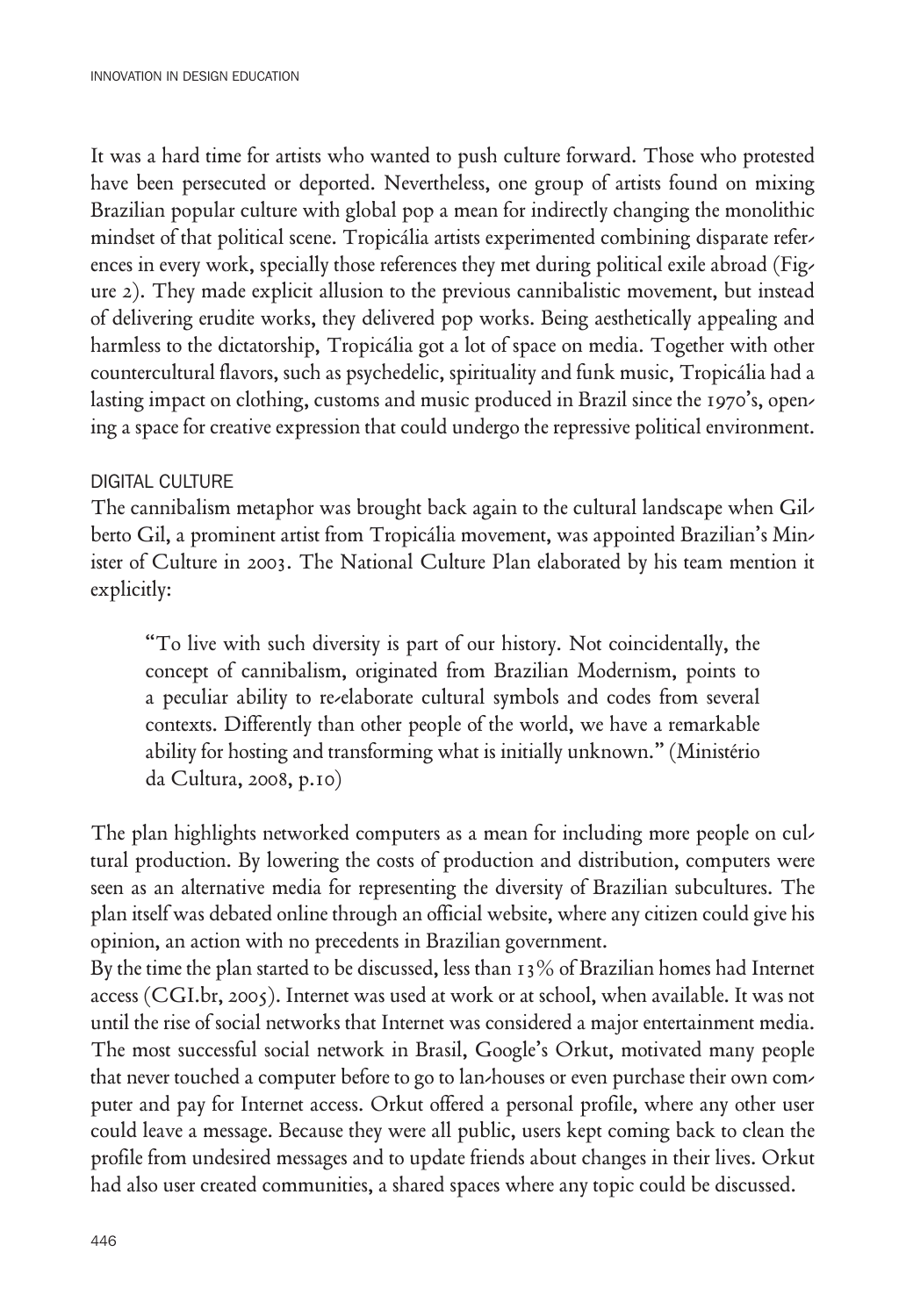It was a hard time for artists who wanted to push culture forward. Those who protested have been persecuted or deported. Nevertheless, one group of artists found on mixing Brazilian popular culture with global pop a mean for indirectly changing the monolithic mindset of that political scene. Tropicália artists experimented combining disparate references in every work, specially those references they met during political exile abroad (Figure 2). They made explicit allusion to the previous cannibalistic movement, but instead of delivering erudite works, they delivered pop works. Being aesthetically appealing and harmless to the dictatorship, Tropicália got a lot of space on media. Together with other countercultural flavors, such as psychedelic, spirituality and funk music, Tropicália had a lasting impact on clothing, customs and music produced in Brazil since the 1970's, opening a space for creative expression that could undergo the repressive political environment.

## DIGITAL CULTURE

The cannibalism metaphor was brought back again to the cultural landscape when Gilberto Gil, a prominent artist from Tropicália movement, was appointed Brazilian's Minister of Culture in 2003. The National Culture Plan elaborated by his team mention it explicitly:

> "To live with such diversity is part of our history. Not coincidentally, the concept of cannibalism, originated from Brazilian Modernism, points to a peculiar ability to re-elaborate cultural symbols and codes from several contexts. Differently than other people of the world, we have a remarkable ability for hosting and transforming what is initially unknown." (Ministério da Cultura, 2008, p.10)

The plan highlights networked computers as a mean for including more people on cultural production. By lowering the costs of production and distribution, computers were seen as an alternative media for representing the diversity of Brazilian subcultures. The plan itself was debated online through an official website, where any citizen could give his opinion, an action with no precedents in Brazilian government.

By the time the plan started to be discussed, less than 13% of Brazilian homes had Internet access (CGI.br, 2005). Internet was used at work or at school, when available. It was not until the rise of social networks that Internet was considered a major entertainment media. The most successful social network in Brasil, Google's Orkut, motivated many people that never touched a computer before to go to lan-houses or even purchase their own computer and pay for Internet access. Orkut offered a personal profile, where any other user could leave a message. Because they were all public, users kept coming back to clean the profile from undesired messages and to update friends about changes in their lives. Orkut had also user created communities, a shared spaces where any topic could be discussed.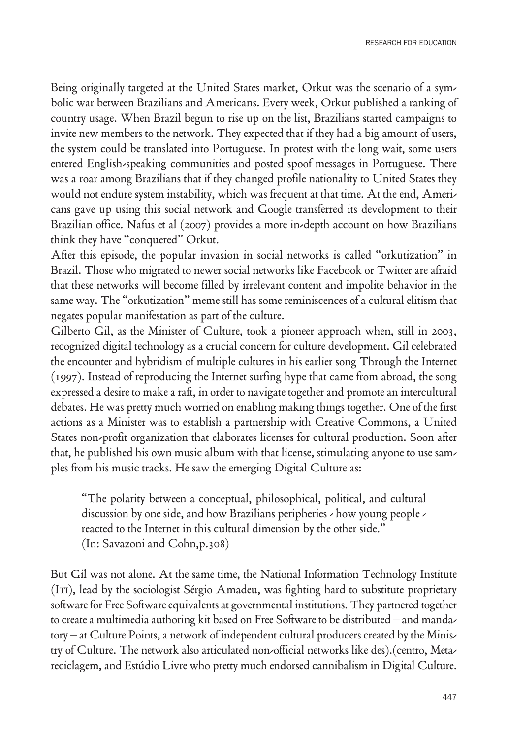Being originally targeted at the United States market, Orkut was the scenario of a symbolic war between Brazilians and Americans. Every week, Orkut published a ranking of country usage. When Brazil begun to rise up on the list, Brazilians started campaigns to invite new members to the network. They expected that if they had a big amount of users, the system could be translated into Portuguese. In protest with the long wait, some users entered English-speaking communities and posted spoof messages in Portuguese. There was a roar among Brazilians that if they changed profile nationality to United States they would not endure system instability, which was frequent at that time. At the end, Americans gave up using this social network and Google transferred its development to their Brazilian office. Nafus et al (2007) provides a more in-depth account on how Brazilians think they have "conquered" Orkut.

After this episode, the popular invasion in social networks is called "orkutization" in Brazil. Those who migrated to newer social networks like Facebook or Twitter are afraid that these networks will become filled by irrelevant content and impolite behavior in the same way. The "orkutization" meme still has some reminiscences of a cultural elitism that negates popular manifestation as part of the culture.

Gilberto Gil, as the Minister of Culture, took a pioneer approach when, still in 2003, recognized digital technology as a crucial concern for culture development. Gil celebrated the encounter and hybridism of multiple cultures in his earlier song Through the Internet (1997). Instead of reproducing the Internet surfing hype that came from abroad, the song expressed a desire to make a raft, in order to navigate together and promote an intercultural debates. He was pretty much worried on enabling making things together. One of the first actions as a Minister was to establish a partnership with Creative Commons, a United States non-profit organization that elaborates licenses for cultural production. Soon after that, he published his own music album with that license, stimulating anyone to use samples from his music tracks. He saw the emerging Digital Culture as:

> "The polarity between a conceptual, philosophical, political, and cultural discussion by one side, and how Brazilians peripheries - how young people - reacted to the Internet in this cultural dimension by the other side."
> (In: Savazoni and Cohn,p.308)

But Gil was not alone. At the same time, the National Information Technology Institute (ITI), lead by the sociologist Sérgio Amadeu, was fighting hard to substitute proprietary software for Free Software equivalents at governmental institutions. They partnered together to create a multimedia authoring kit based on Free Software to be distributed – and mandatory – at Culture Points, a network of independent cultural producers created by the Ministry of Culture. The network also articulated non-official networks like des).(centro, Metareciclagem, and Estúdio Livre who pretty much endorsed cannibalism in Digital Culture.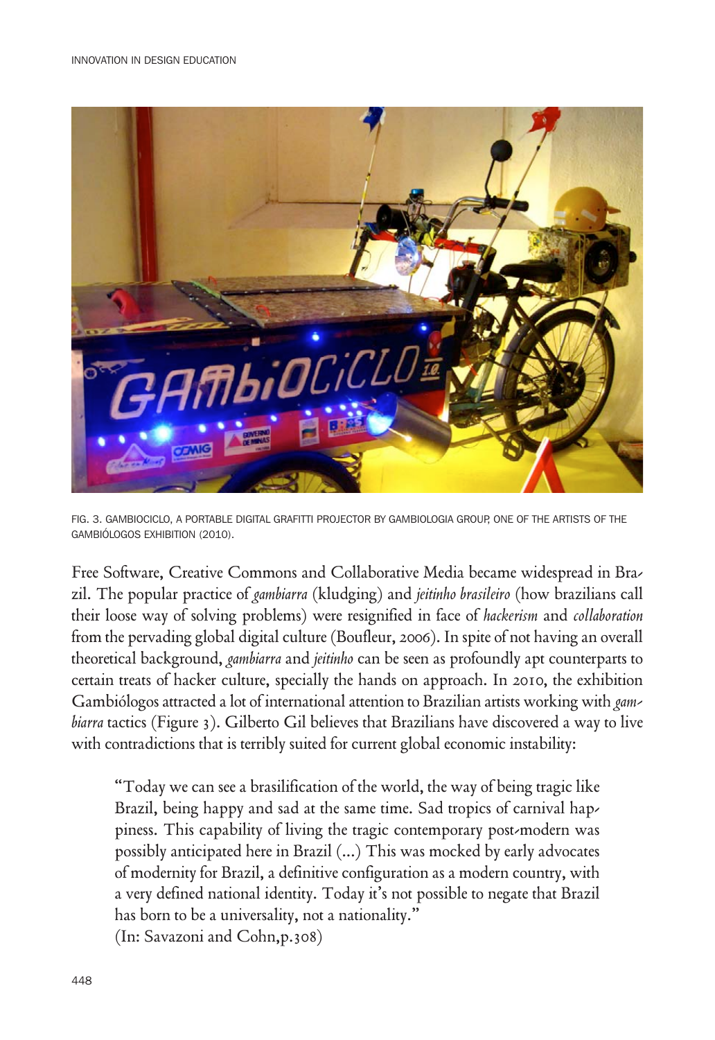FIG. 3. GAMBIOCICLO, A PORTABLE DIGITAL GRAFITTI PROJECTOR BY GAMBIOLOGIA GROUP, ONE OF THE ARTISTS OF THE GAMBIÓLOGOS EXHIBITION (2010).

Free Software, Creative Commons and Collaborative Media became widespread in Brazil. The popular practice of *gambiarra* (kludging) and *jeitinho brasileiro* (how brazilians call their loose way of solving problems) were resignified in face of *hackerism* and *collaboration* from the pervading global digital culture (Boufleur, 2006). In spite of not having an overall theoretical background, *gambiarra* and *jeitinho* can be seen as profoundly apt counterparts to certain treats of hacker culture, specially the hands on approach. In 2010, the exhibition Gambiólogos attracted a lot of international attention to Brazilian artists working with *gambiarra* tactics (Figure 3). Gilberto Gil believes that Brazilians have discovered a way to live with contradictions that is terribly suited for current global economic instability:

> "Today we can see a brasilification of the world, the way of being tragic like Brazil, being happy and sad at the same time. Sad tropics of carnival happiness. This capability of living the tragic contemporary post-modern was possibly anticipated here in Brazil (...) This was mocked by early advocates of modernity for Brazil, a definitive configuration as a modern country, with a very defined national identity. Today it's not possible to negate that Brazil has born to be a universality, not a nationality."
> (In: Savazoni and Cohn,p.308)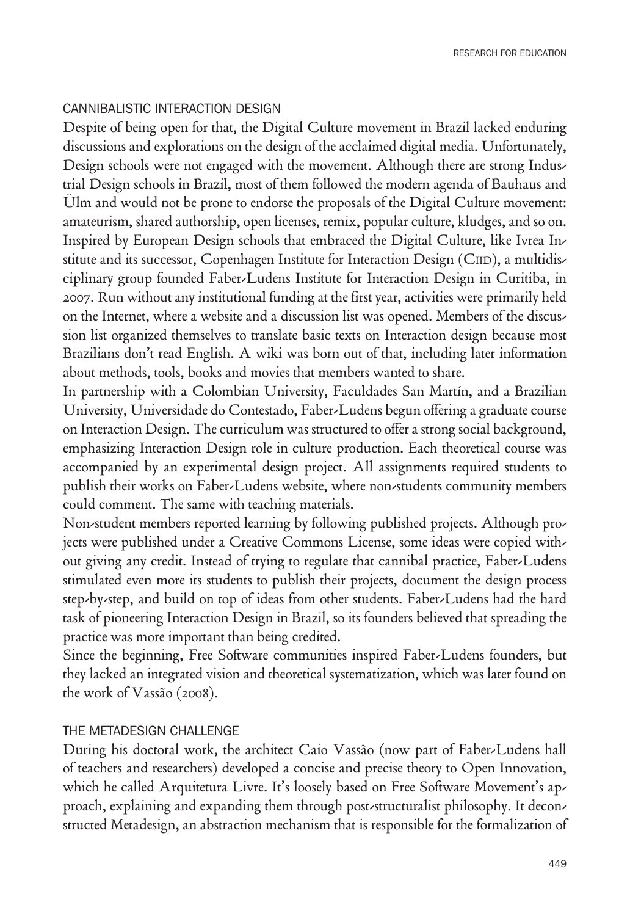## CANNIBALISTIC INTERACTION DESIGN

Despite of being open for that, the Digital Culture movement in Brazil lacked enduring discussions and explorations on the design of the acclaimed digital media. Unfortunately, Design schools were not engaged with the movement. Although there are strong Industrial Design schools in Brazil, most of them followed the modern agenda of Bauhaus and Ülm and would not be prone to endorse the proposals of the Digital Culture movement: amateurism, shared authorship, open licenses, remix, popular culture, kludges, and so on. Inspired by European Design schools that embraced the Digital Culture, like Ivrea Institute and its successor, Copenhagen Institute for Interaction Design (CIID), a multidisciplinary group founded Faber-Ludens Institute for Interaction Design in Curitiba, in 2007. Run without any institutional funding at the first year, activities were primarily held on the Internet, where a website and a discussion list was opened. Members of the discussion list organized themselves to translate basic texts on Interaction design because most Brazilians don't read English. A wiki was born out of that, including later information about methods, tools, books and movies that members wanted to share.

In partnership with a Colombian University, Faculdades San Martín, and a Brazilian University, Universidade do Contestado, Faber-Ludens begun offering a graduate course on Interaction Design. The curriculum was structured to offer a strong social background, emphasizing Interaction Design role in culture production. Each theoretical course was accompanied by an experimental design project. All assignments required students to publish their works on Faber-Ludens website, where non-students community members could comment. The same with teaching materials.

Non-student members reported learning by following published projects. Although projects were published under a Creative Commons License, some ideas were copied without giving any credit. Instead of trying to regulate that cannibal practice, Faber-Ludens stimulated even more its students to publish their projects, document the design process step-by-step, and build on top of ideas from other students. Faber-Ludens had the hard task of pioneering Interaction Design in Brazil, so its founders believed that spreading the practice was more important than being credited.

Since the beginning, Free Software communities inspired Faber-Ludens founders, but they lacked an integrated vision and theoretical systematization, which was later found on the work of Vassão (2008).

## THE METADESIGN CHALLENGE

During his doctoral work, the architect Caio Vassão (now part of Faber-Ludens hall of teachers and researchers) developed a concise and precise theory to Open Innovation, which he called Arquitetura Livre. It's loosely based on Free Software Movement's approach, explaining and expanding them through post-structuralist philosophy. It deconstructed Metadesign, an abstraction mechanism that is responsible for the formalization of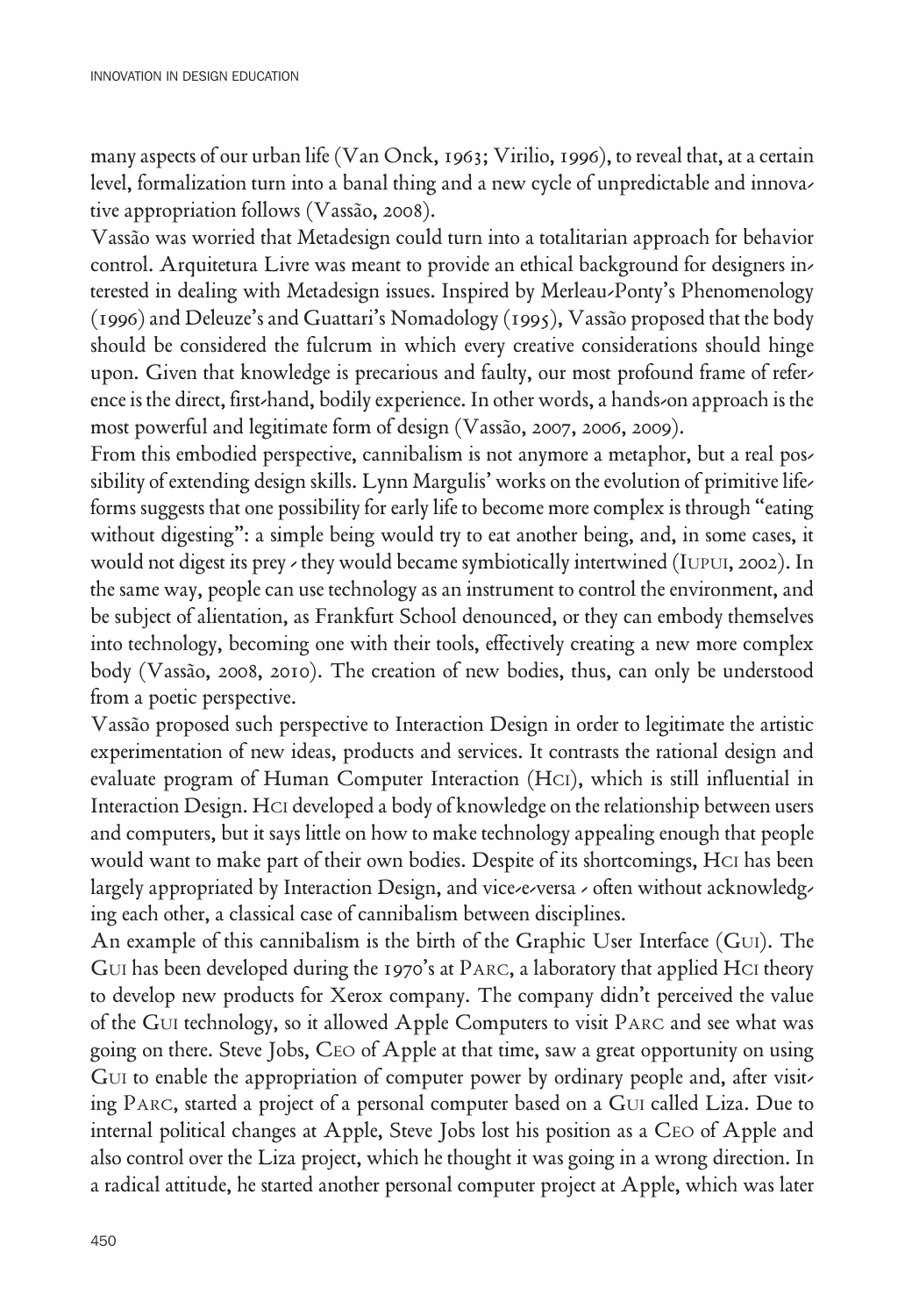many aspects of our urban life (Van Onck, 1963; Virilio, 1996), to reveal that, at a certain level, formalization turn into a banal thing and a new cycle of unpredictable and innovative appropriation follows (Vassão, 2008).

Vassão was worried that Metadesign could turn into a totalitarian approach for behavior control. Arquitetura Livre was meant to provide an ethical background for designers interested in dealing with Metadesign issues. Inspired by Merleau-Ponty's Phenomenology (1996) and Deleuze's and Guattari's Nomadology (1995), Vassão proposed that the body should be considered the fulcrum in which every creative considerations should hinge upon. Given that knowledge is precarious and faulty, our most profound frame of reference is the direct, first-hand, bodily experience. In other words, a hands-on approach is the most powerful and legitimate form of design (Vassão, 2007, 2006, 2009).

From this embodied perspective, cannibalism is not anymore a metaphor, but a real possibility of extending design skills. Lynn Margulis' works on the evolution of primitive life-forms suggests that one possibility for early life to become more complex is through "eating without digesting": a simple being would try to eat another being, and, in some cases, it would not digest its prey - they would became symbiotically intertwined (IUPUI, 2002). In the same way, people can use technology as an instrument to control the environment, and be subject of alientation, as Frankfurt School denounced, or they can embody themselves into technology, becoming one with their tools, effectively creating a new more complex body (Vassão, 2008, 2010). The creation of new bodies, thus, can only be understood from a poetic perspective.

Vassão proposed such perspective to Interaction Design in order to legitimate the artistic experimentation of new ideas, products and services. It contrasts the rational design and evaluate program of Human Computer Interaction (HCI), which is still influential in Interaction Design. HCI developed a body of knowledge on the relationship between users and computers, but it says little on how to make technology appealing enough that people would want to make part of their own bodies. Despite of its shortcomings, HCI has been largely appropriated by Interaction Design, and vice-e-versa - often without acknowledging each other, a classical case of cannibalism between disciplines.

An example of this cannibalism is the birth of the Graphic User Interface (GUI). The GUI has been developed during the 1970's at PARC, a laboratory that applied HCI theory to develop new products for Xerox company. The company didn't perceived the value of the GUI technology, so it allowed Apple Computers to visit PARC and see what was going on there. Steve Jobs, CEO of Apple at that time, saw a great opportunity on using GUI to enable the appropriation of computer power by ordinary people and, after visiting PARC, started a project of a personal computer based on a GUI called Liza. Due to internal political changes at Apple, Steve Jobs lost his position as a CEO of Apple and also control over the Liza project, which he thought it was going in a wrong direction. In a radical attitude, he started another personal computer project at Apple, which was later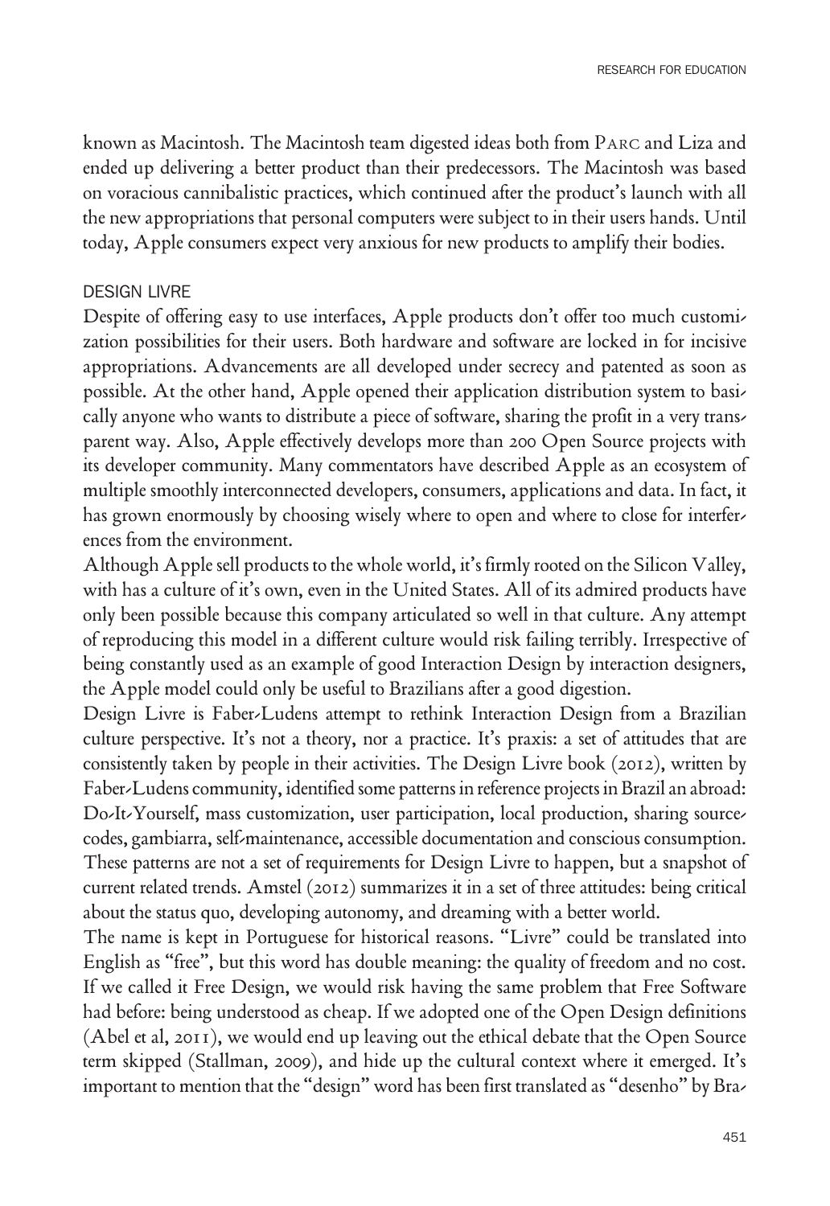known as Macintosh. The Macintosh team digested ideas both from PARC and Liza and ended up delivering a better product than their predecessors. The Macintosh was based on voracious cannibalistic practices, which continued after the product's launch with all the new appropriations that personal computers were subject to in their users hands. Until today, Apple consumers expect very anxious for new products to amplify their bodies.

## DESIGN LIVRE

Despite of offering easy to use interfaces, Apple products don't offer too much customization possibilities for their users. Both hardware and software are locked in for incisive appropriations. Advancements are all developed under secrecy and patented as soon as possible. At the other hand, Apple opened their application distribution system to basically anyone who wants to distribute a piece of software, sharing the profit in a very transparent way. Also, Apple effectively develops more than 200 Open Source projects with its developer community. Many commentators have described Apple as an ecosystem of multiple smoothly interconnected developers, consumers, applications and data. In fact, it has grown enormously by choosing wisely where to open and where to close for interferences from the environment.

Although Apple sell products to the whole world, it's firmly rooted on the Silicon Valley, with has a culture of it's own, even in the United States. All of its admired products have only been possible because this company articulated so well in that culture. Any attempt of reproducing this model in a different culture would risk failing terribly. Irrespective of being constantly used as an example of good Interaction Design by interaction designers, the Apple model could only be useful to Brazilians after a good digestion.

Design Livre is Faber-Ludens attempt to rethink Interaction Design from a Brazilian culture perspective. It's not a theory, nor a practice. It's praxis: a set of attitudes that are consistently taken by people in their activities. The Design Livre book (2012), written by Faber-Ludens community, identified some patterns in reference projects in Brazil an abroad: Do-It-Yourself, mass customization, user participation, local production, sharing source-codes, gambiarra, self-maintenance, accessible documentation and conscious consumption. These patterns are not a set of requirements for Design Livre to happen, but a snapshot of current related trends. Amstel (2012) summarizes it in a set of three attitudes: being critical about the status quo, developing autonomy, and dreaming with a better world.

The name is kept in Portuguese for historical reasons. "Livre" could be translated into English as "free", but this word has double meaning: the quality of freedom and no cost. If we called it Free Design, we would risk having the same problem that Free Software had before: being understood as cheap. If we adopted one of the Open Design definitions (Abel et al, 2011), we would end up leaving out the ethical debate that the Open Source term skipped (Stallman, 2009), and hide up the cultural context where it emerged. It's important to mention that the "design" word has been first translated as "desenho" by Bra-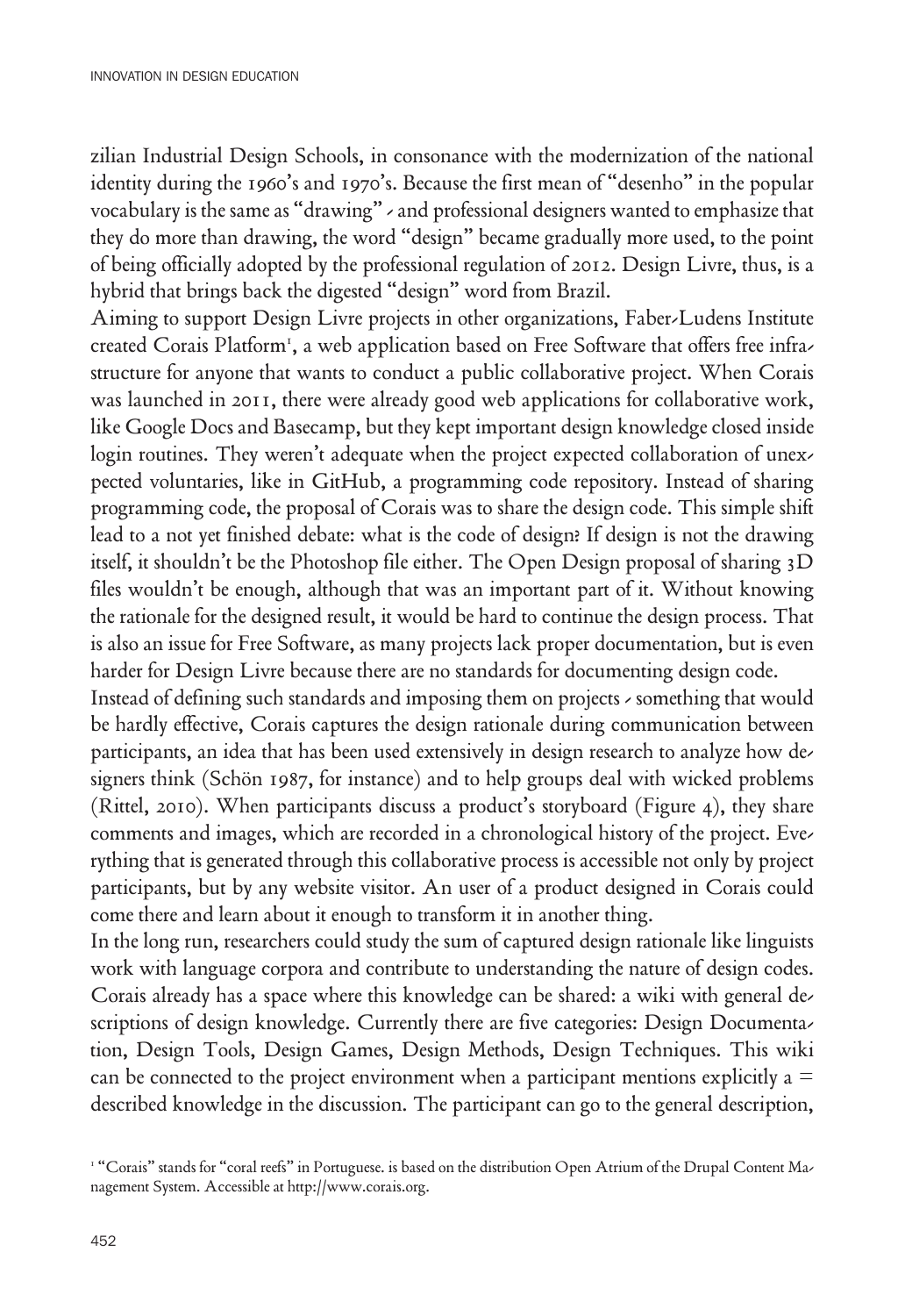zilian Industrial Design Schools, in consonance with the modernization of the national identity during the 1960's and 1970's. Because the first mean of "desenho" in the popular vocabulary is the same as "drawing" - and professional designers wanted to emphasize that they do more than drawing, the word "design" became gradually more used, to the point of being officially adopted by the professional regulation of 2012. Design Livre, thus, is a hybrid that brings back the digested "design" word from Brazil.

Aiming to support Design Livre projects in other organizations, Faber-Ludens Institute created Corais Platform[1], a web application based on Free Software that offers free infrastructure for anyone that wants to conduct a public collaborative project. When Corais was launched in 2011, there were already good web applications for collaborative work, like Google Docs and Basecamp, but they kept important design knowledge closed inside login routines. They weren't adequate when the project expected collaboration of unexpected voluntaries, like in GitHub, a programming code repository. Instead of sharing programming code, the proposal of Corais was to share the design code. This simple shift lead to a not yet finished debate: what is the code of design? If design is not the drawing itself, it shouldn't be the Photoshop file either. The Open Design proposal of sharing 3D files wouldn't be enough, although that was an important part of it. Without knowing the rationale for the designed result, it would be hard to continue the design process. That is also an issue for Free Software, as many projects lack proper documentation, but is even harder for Design Livre because there are no standards for documenting design code.

Instead of defining such standards and imposing them on projects - something that would be hardly effective, Corais captures the design rationale during communication between participants, an idea that has been used extensively in design research to analyze how designers think (Schön 1987, for instance) and to help groups deal with wicked problems (Rittel, 2010). When participants discuss a product's storyboard (Figure 4), they share comments and images, which are recorded in a chronological history of the project. Everything that is generated through this collaborative process is accessible not only by project participants, but by any website visitor. An user of a product designed in Corais could come there and learn about it enough to transform it in another thing.

In the long run, researchers could study the sum of captured design rationale like linguists work with language corpora and contribute to understanding the nature of design codes. Corais already has a space where this knowledge can be shared: a wiki with general descriptions of design knowledge. Currently there are five categories: Design Documentation, Design Tools, Design Games, Design Methods, Design Techniques. This wiki can be connected to the project environment when a participant mentions explicitly a = described knowledge in the discussion. The participant can go to the general description,

[1] "Corais" stands for "coral reefs" in Portuguese. is based on the distribution Open Atrium of the Drupal Content Management System. Accessible at http://www.corais.org.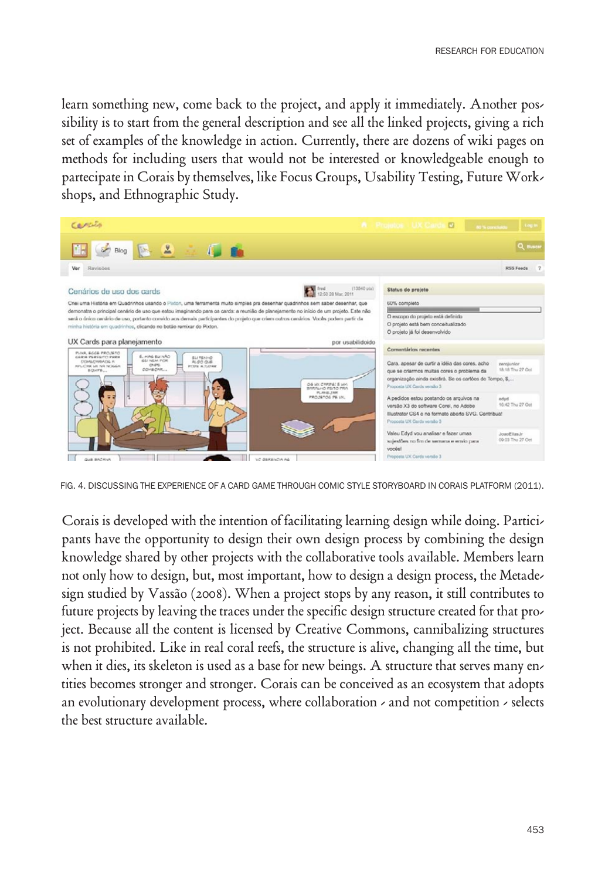learn something new, come back to the project, and apply it immediately. Another possibility is to start from the general description and see all the linked projects, giving a rich set of examples of the knowledge in action. Currently, there are dozens of wiki pages on methods for including users that would not be interested or knowledgeable enough to partecipate in Corais by themselves, like Focus Groups, Usability Testing, Future Workshops, and Ethnographic Study.

FIG. 4. DISCUSSING THE EXPERIENCE OF A CARD GAME THROUGH COMIC STYLE STORYBOARD IN CORAIS PLATFORM (2011).

Corais is developed with the intention of facilitating learning design while doing. Participants have the opportunity to design their own design process by combining the design knowledge shared by other projects with the collaborative tools available. Members learn not only how to design, but, most important, how to design a design process, the Metadesign studied by Vassão (2008). When a project stops by any reason, it still contributes to future projects by leaving the traces under the specific design structure created for that project. Because all the content is licensed by Creative Commons, cannibalizing structures is not prohibited. Like in real coral reefs, the structure is alive, changing all the time, but when it dies, its skeleton is used as a base for new beings. A structure that serves many entities becomes stronger and stronger. Corais can be conceived as an ecosystem that adopts an evolutionary development process, where collaboration - and not competition - selects the best structure available.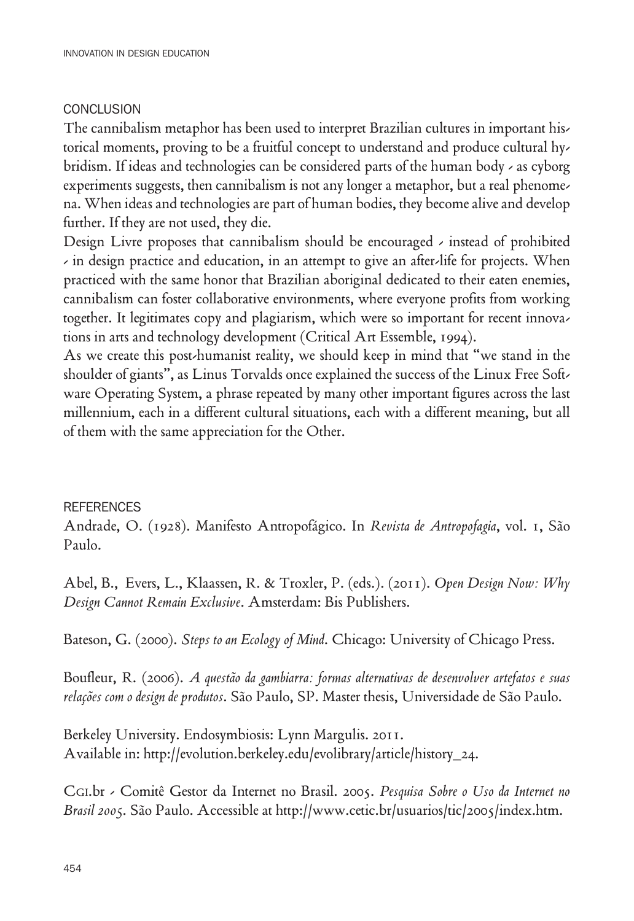## CONCLUSION

The cannibalism metaphor has been used to interpret Brazilian cultures in important historical moments, proving to be a fruitful concept to understand and produce cultural hybridism. If ideas and technologies can be considered parts of the human body - as cyborg experiments suggests, then cannibalism is not any longer a metaphor, but a real phenomena. When ideas and technologies are part of human bodies, they become alive and develop further. If they are not used, they die.

Design Livre proposes that cannibalism should be encouraged - instead of prohibited - in design practice and education, in an attempt to give an after-life for projects. When practiced with the same honor that Brazilian aboriginal dedicated to their eaten enemies, cannibalism can foster collaborative environments, where everyone profits from working together. It legitimates copy and plagiarism, which were so important for recent innovations in arts and technology development (Critical Art Essemble, 1994).

As we create this post-humanist reality, we should keep in mind that "we stand in the shoulder of giants", as Linus Torvalds once explained the success of the Linux Free Software Operating System, a phrase repeated by many other important figures across the last millennium, each in a different cultural situations, each with a different meaning, but all of them with the same appreciation for the Other.

## REFERENCES

Andrade, O. (1928). Manifesto Antropofágico. In *Revista de Antropofagia*, vol. 1, São Paulo.

Abel, B., Evers, L., Klaassen, R. & Troxler, P. (eds.). (2011). *Open Design Now: Why Design Cannot Remain Exclusive*. Amsterdam: Bis Publishers.

Bateson, G. (2000). *Steps to an Ecology of Mind*. Chicago: University of Chicago Press.

Boufleur, R. (2006). *A questão da gambiarra: formas alternativas de desenvolver artefatos e suas relações com o design de produtos*. São Paulo, SP. Master thesis, Universidade de São Paulo.

Berkeley University. Endosymbiosis: Lynn Margulis. 2011.
Available in: http://evolution.berkeley.edu/evolibrary/article/history_24.

Cgi.br - Comitê Gestor da Internet no Brasil. 2005. *Pesquisa Sobre o Uso da Internet no Brasil 2005*. São Paulo. Accessible at http://www.cetic.br/usuarios/tic/2005/index.htm.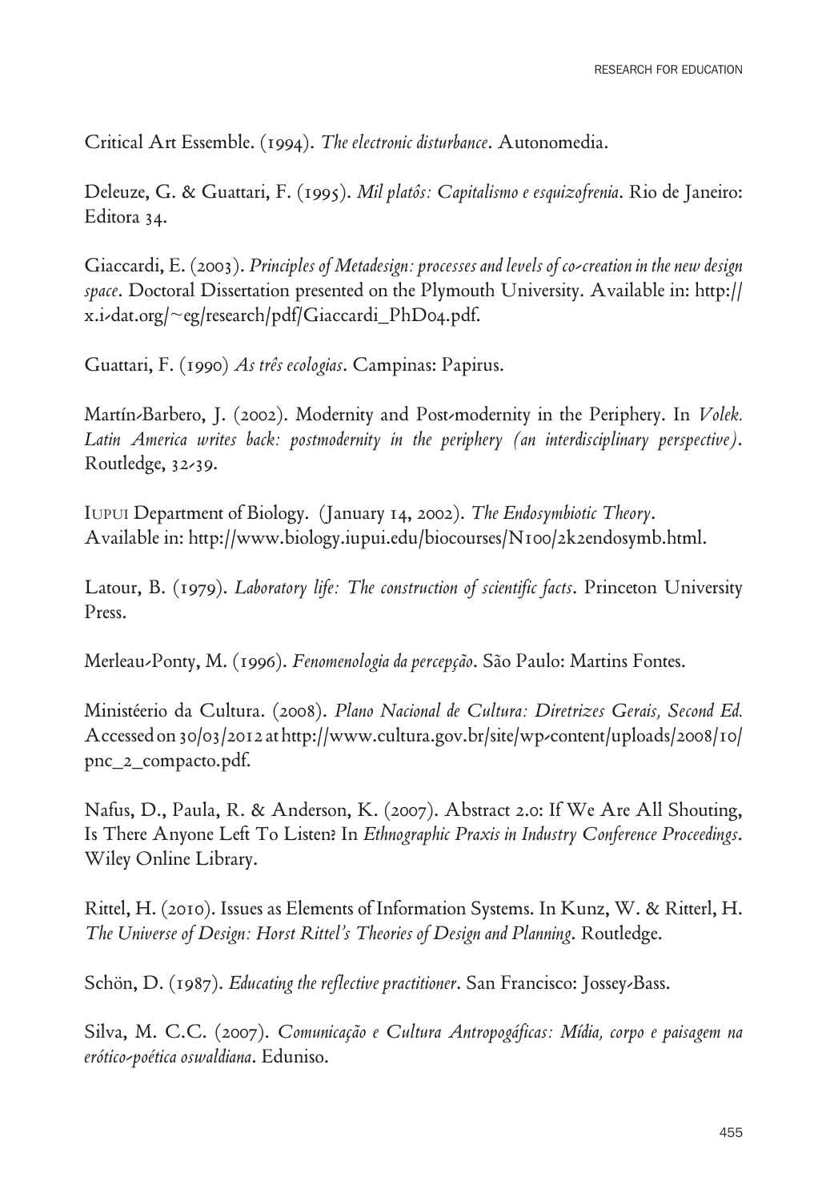Critical Art Essemble. (1994). *The electronic disturbance*. Autonomedia.

Deleuze, G. & Guattari, F. (1995). *Mil platôs: Capitalismo e esquizofrenia*. Rio de Janeiro: Editora 34.

Giaccardi, E. (2003). *Principles of Metadesign: processes and levels of co-creation in the new design space*. Doctoral Dissertation presented on the Plymouth University. Available in: http://x.i-dat.org/~eg/research/pdf/Giaccardi_PhD04.pdf.

Guattari, F. (1990) *As três ecologias*. Campinas: Papirus.

Martín-Barbero, J. (2002). Modernity and Post-modernity in the Periphery. In *Volek. Latin America writes back: postmodernity in the periphery (an interdisciplinary perspective)*. Routledge, 32-39.

IUPUI Department of Biology. (January 14, 2002). *The Endosymbiotic Theory*. Available in: http://www.biology.iupui.edu/biocourses/N100/2k2endosymb.html.

Latour, B. (1979). *Laboratory life: The construction of scientific facts*. Princeton University Press.

Merleau-Ponty, M. (1996). *Fenomenologia da percepção*. São Paulo: Martins Fontes.

Ministéerio da Cultura. (2008). *Plano Nacional de Cultura: Diretrizes Gerais, Second Ed.* Accessed on 30/03/2012 at http://www.cultura.gov.br/site/wp-content/uploads/2008/10/pnc_2_compacto.pdf.

Nafus, D., Paula, R. & Anderson, K. (2007). Abstract 2.0: If We Are All Shouting, Is There Anyone Left To Listen? In *Ethnographic Praxis in Industry Conference Proceedings*. Wiley Online Library.

Rittel, H. (2010). Issues as Elements of Information Systems. In Kunz, W. & Ritterl, H. *The Universe of Design: Horst Rittel's Theories of Design and Planning*. Routledge.

Schön, D. (1987). *Educating the reflective practitioner*. San Francisco: Jossey-Bass.

Silva, M. C.C. (2007). *Comunicação e Cultura Antropogáficas: Mídia, corpo e paisagem na erótico-poética oswaldiana*. Eduniso.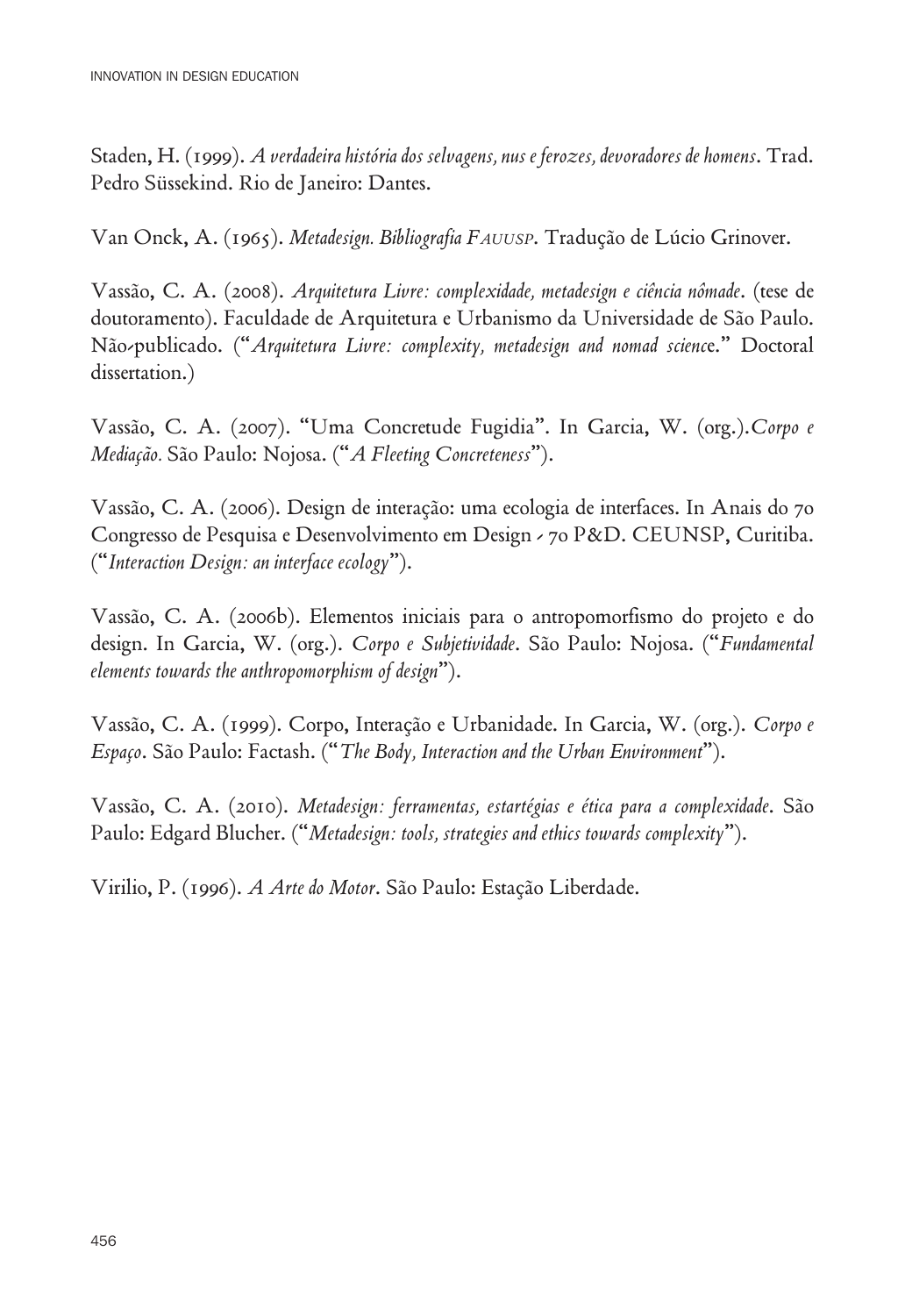Staden, H. (1999). *A verdadeira história dos selvagens, nus e ferozes, devoradores de homens*. Trad. Pedro Süssekind. Rio de Janeiro: Dantes.

Van Onck, A. (1965). *Metadesign. Bibliografia Fauusp*. Tradução de Lúcio Grinover.

Vassão, C. A. (2008). *Arquitetura Livre: complexidade, metadesign e ciência nômade*. (tese de doutoramento). Faculdade de Arquitetura e Urbanismo da Universidade de São Paulo. Não-publicado. ("*Arquitetura Livre: complexity, metadesign and nomad scienc*e." Doctoral dissertation.)

Vassão, C. A. (2007). "Uma Concretude Fugidia". In Garcia, W. (org.).*Corpo e Mediação.* São Paulo: Nojosa. ("*A Fleeting Concreteness*").

Vassão, C. A. (2006). Design de interação: uma ecologia de interfaces. In Anais do 7o Congresso de Pesquisa e Desenvolvimento em Design - 7o P&D. CEUNSP, Curitiba. ("*Interaction Design: an interface ecology*").

Vassão, C. A. (2006b). Elementos iniciais para o antropomorfismo do projeto e do design. In Garcia, W. (org.). *Corpo e Subjetividade*. São Paulo: Nojosa. ("*Fundamental elements towards the anthropomorphism of design*").

Vassão, C. A. (1999). Corpo, Interação e Urbanidade. In Garcia, W. (org.). *Corpo e Espaço*. São Paulo: Factash. ("*The Body, Interaction and the Urban Environment*").

Vassão, C. A. (2010). *Metadesign: ferramentas, estartégias e ética para a complexidade*. São Paulo: Edgard Blucher. ("*Metadesign: tools, strategies and ethics towards complexity*").

Virilio, P. (1996). *A Arte do Motor*. São Paulo: Estação Liberdade.